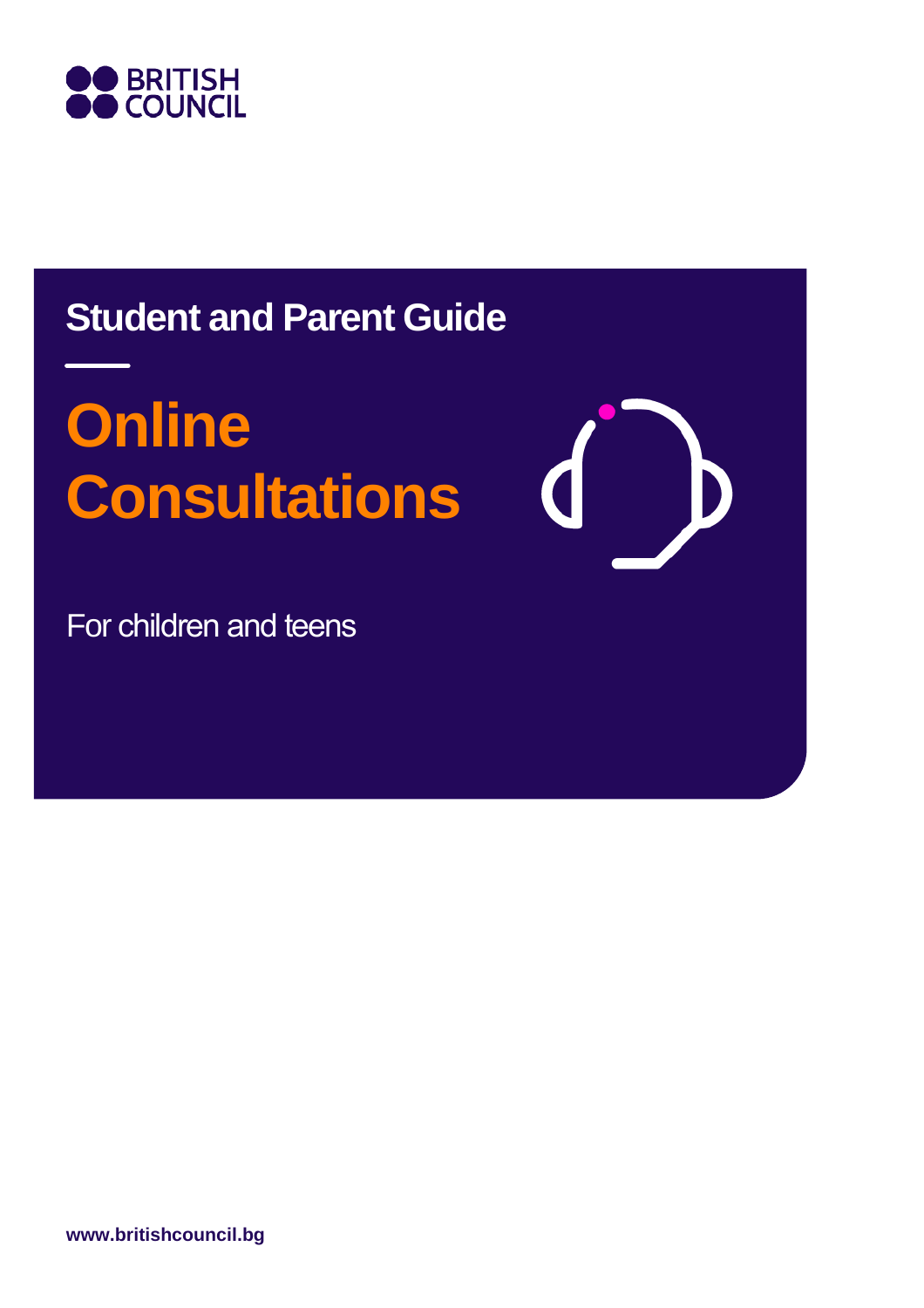BRITISH COUNCIL

## Student and Parent Guide

# Online Consultations

For children and teens

**www.britishcouncil.bg**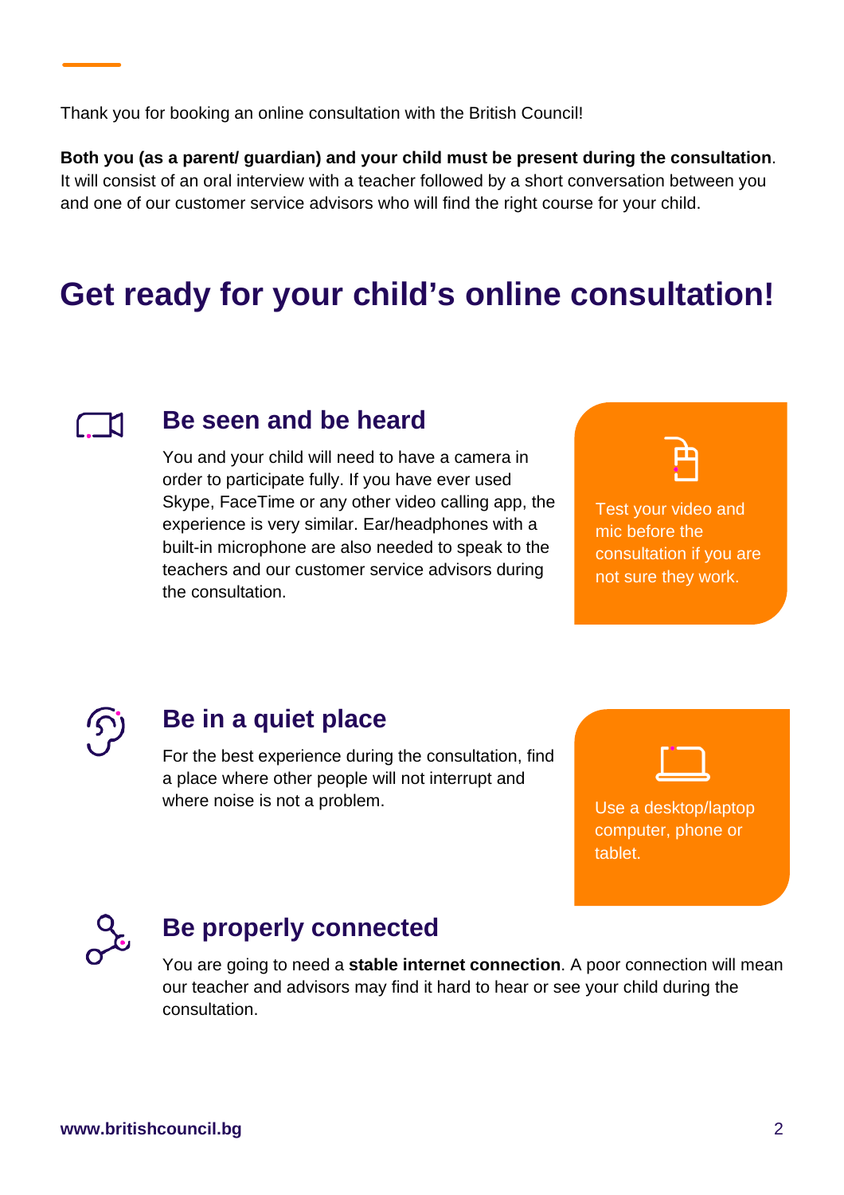Thank you for booking an online consultation with the British Council!

**Both you (as a parent/ guardian) and your child must be present during the consultation**. It will consist of an oral interview with a teacher followed by a short conversation between you and one of our customer service advisors who will find the right course for your child.

# Get ready for your child's online consultation!

## Be seen and be heard

You and your child will need to have a camera in order to participate fully. If you have ever used Skype, FaceTime or any other video calling app, the experience is very similar. Ear/headphones with a built-in microphone are also needed to speak to the teachers and our customer service advisors during the consultation.

Test your video and mic before the consultation if you are not sure they work.

## Be in a quiet place

For the best experience during the consultation, find a place where other people will not interrupt and where noise is not a problem.

Use a desktop/laptop computer, phone or tablet.

## Be properly connected

You are going to need a **stable internet connection**. A poor connection will mean our teacher and advisors may find it hard to hear or see your child during the consultation.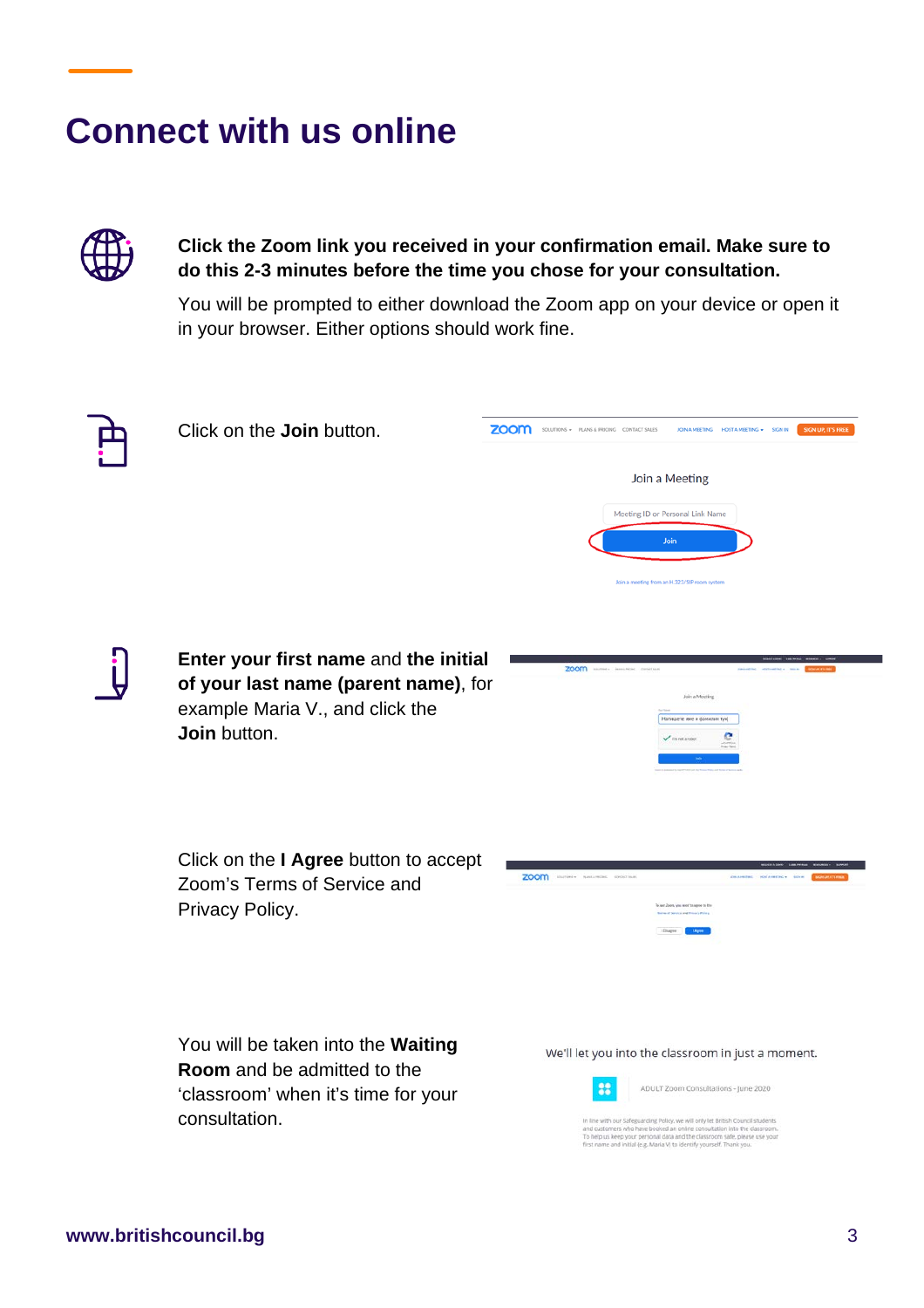# Connect with us online

**Click the Zoom link you received in your confirmation email. Make sure to do this 2-3 minutes before the time you chose for your consultation.**

You will be prompted to either download the Zoom app on your device or open it in your browser. Either options should work fine.

Click on the **Join** button.

**Enter your first name** and **the initial of your last name (parent name)**, for example Maria V., and click the **Join** button.

Click on the **I Agree** button to accept Zoom's Terms of Service and Privacy Policy.

You will be taken into the **Waiting Room** and be admitted to the 'classroom' when it's time for your consultation.

www.britishcouncil.bg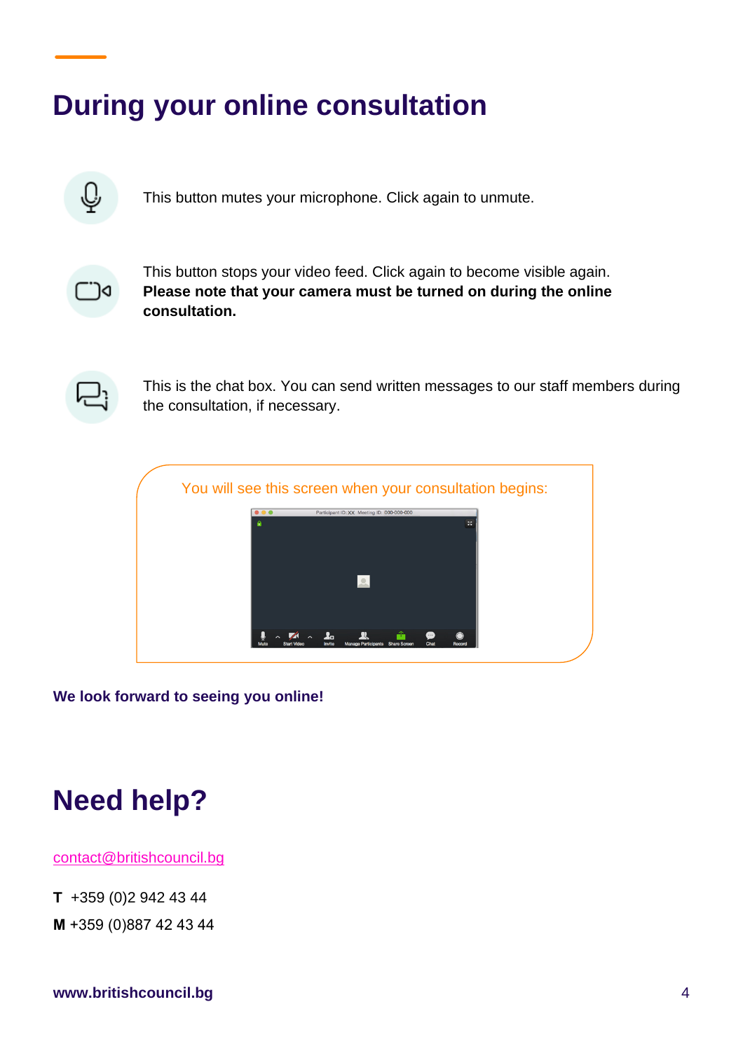# During your online consultation

This button mutes your microphone. Click again to unmute.

This button stops your video feed. Click again to become visible again. **Please note that your camera must be turned on during the online consultation.**

This is the chat box. You can send written messages to our staff members during the consultation, if necessary.

You will see this screen when your consultation begins:

**We look forward to seeing you online!**

# Need help?

contact@britishcouncil.bg

**T** +359 (0)2 942 43 44

**M** +359 (0)887 42 43 44

**www.britishcouncil.bg**